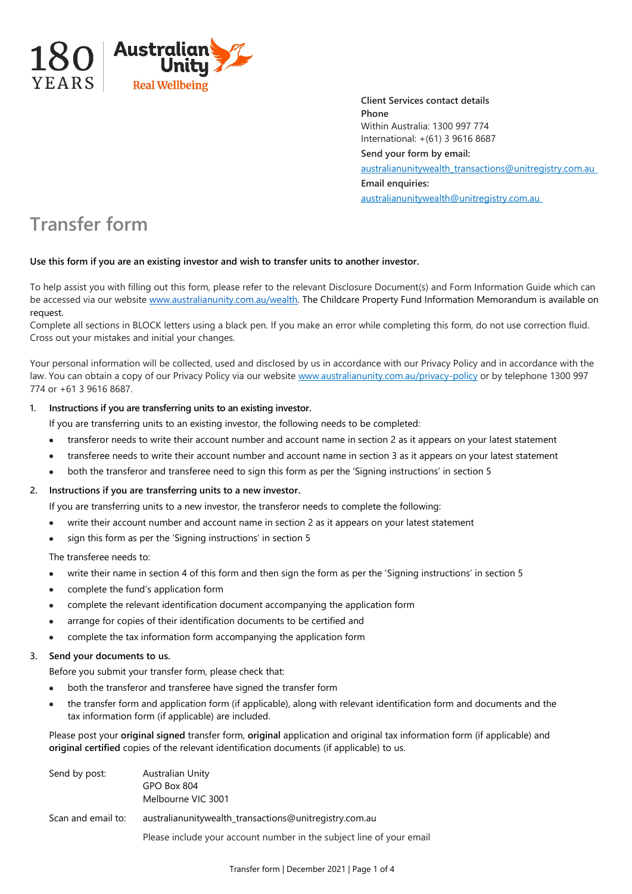180 YEARS | Australian Unity Real Wellbeing

**Client Services contact details**
**Phone**
Within Australia: 1300 997 774
International: +(61) 3 9616 8687
**Send your form by email:**
australianunitywealth_transactions@unitregistry.com.au
**Email enquiries:**
australianunitywealth@unitregistry.com.au

# Transfer form

**Use this form if you are an existing investor and wish to transfer units to another investor.**

To help assist you with filling out this form, please refer to the relevant Disclosure Document(s) and Form Information Guide which can be accessed via our website www.australianunity.com.au/wealth. The Childcare Property Fund Information Memorandum is available on request.
Complete all sections in BLOCK letters using a black pen. If you make an error while completing this form, do not use correction fluid. Cross out your mistakes and initial your changes.

Your personal information will be collected, used and disclosed by us in accordance with our Privacy Policy and in accordance with the law. You can obtain a copy of our Privacy Policy via our website www.australianunity.com.au/privacy-policy or by telephone 1300 997 774 or +61 3 9616 8687.

1. **Instructions if you are transferring units to an existing investor.**

   If you are transferring units to an existing investor, the following needs to be completed:

   - transferor needs to write their account number and account name in section 2 as it appears on your latest statement
   - transferee needs to write their account number and account name in section 3 as it appears on your latest statement
   - both the transferor and transferee need to sign this form as per the 'Signing instructions' in section 5

2. **Instructions if you are transferring units to a new investor.**

   If you are transferring units to a new investor, the transferor needs to complete the following:

   - write their account number and account name in section 2 as it appears on your latest statement
   - sign this form as per the 'Signing instructions' in section 5

   The transferee needs to:

   - write their name in section 4 of this form and then sign the form as per the 'Signing instructions' in section 5
   - complete the fund's application form
   - complete the relevant identification document accompanying the application form
   - arrange for copies of their identification documents to be certified and
   - complete the tax information form accompanying the application form

3. **Send your documents to us.**

   Before you submit your transfer form, please check that:

   - both the transferor and transferee have signed the transfer form
   - the transfer form and application form (if applicable), along with relevant identification form and documents and the tax information form (if applicable) are included.

   Please post your **original signed** transfer form, **original** application and original tax information form (if applicable) and **original certified** copies of the relevant identification documents (if applicable) to us.

| | |
|---|---|
| Send by post: | Australian Unity<br>GPO Box 804<br>Melbourne VIC 3001 |
| Scan and email to: | australianunitywealth_transactions@unitregistry.com.au |
| | Please include your account number in the subject line of your email |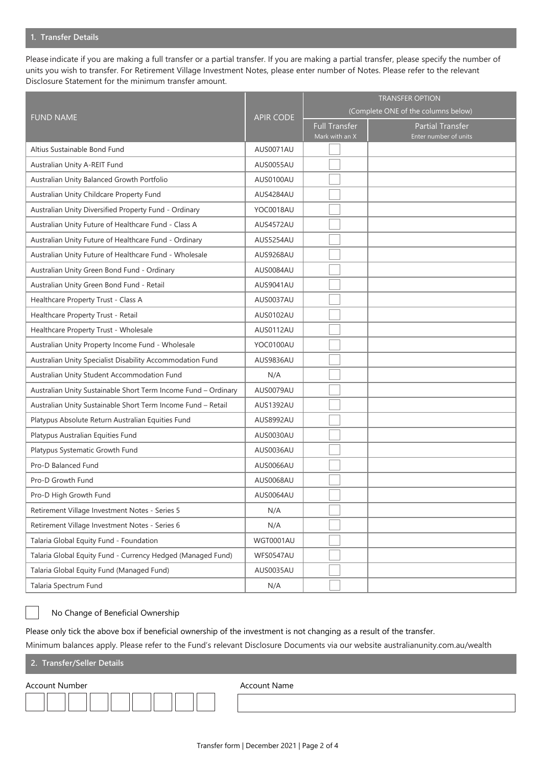## 1. Transfer Details

Please indicate if you are making a full transfer or a partial transfer. If you are making a partial transfer, please specify the number of units you wish to transfer. For Retirement Village Investment Notes, please enter number of Notes. Please refer to the relevant Disclosure Statement for the minimum transfer amount.

| FUND NAME | APIR CODE | TRANSFER OPTION (Complete ONE of the columns below) | |
|---|---|---|---|
| | | Full Transfer Mark with an X | Partial Transfer Enter number of units |
| Altius Sustainable Bond Fund | AUS0071AU | | |
| Australian Unity A-REIT Fund | AUS0055AU | | |
| Australian Unity Balanced Growth Portfolio | AUS0100AU | | |
| Australian Unity Childcare Property Fund | AUS4284AU | | |
| Australian Unity Diversified Property Fund - Ordinary | YOC0018AU | | |
| Australian Unity Future of Healthcare Fund - Class A | AUS4572AU | | |
| Australian Unity Future of Healthcare Fund - Ordinary | AUS5254AU | | |
| Australian Unity Future of Healthcare Fund - Wholesale | AUS9268AU | | |
| Australian Unity Green Bond Fund - Ordinary | AUS0084AU | | |
| Australian Unity Green Bond Fund - Retail | AUS9041AU | | |
| Healthcare Property Trust - Class A | AUS0037AU | | |
| Healthcare Property Trust - Retail | AUS0102AU | | |
| Healthcare Property Trust - Wholesale | AUS0112AU | | |
| Australian Unity Property Income Fund - Wholesale | YOC0100AU | | |
| Australian Unity Specialist Disability Accommodation Fund | AUS9836AU | | |
| Australian Unity Student Accommodation Fund | N/A | | |
| Australian Unity Sustainable Short Term Income Fund – Ordinary | AUS0079AU | | |
| Australian Unity Sustainable Short Term Income Fund – Retail | AUS1392AU | | |
| Platypus Absolute Return Australian Equities Fund | AUS8992AU | | |
| Platypus Australian Equities Fund | AUS0030AU | | |
| Platypus Systematic Growth Fund | AUS0036AU | | |
| Pro-D Balanced Fund | AUS0066AU | | |
| Pro-D Growth Fund | AUS0068AU | | |
| Pro-D High Growth Fund | AUS0064AU | | |
| Retirement Village Investment Notes - Series 5 | N/A | | |
| Retirement Village Investment Notes - Series 6 | N/A | | |
| Talaria Global Equity Fund - Foundation | WGT0001AU | | |
| Talaria Global Equity Fund - Currency Hedged (Managed Fund) | WFS0547AU | | |
| Talaria Global Equity Fund (Managed Fund) | AUS0035AU | | |
| Talaria Spectrum Fund | N/A | | |

☐ No Change of Beneficial Ownership

Please only tick the above box if beneficial ownership of the investment is not changing as a result of the transfer.

Minimum balances apply. Please refer to the Fund's relevant Disclosure Documents via our website australianunity.com.au/wealth

## 2. Transfer/Seller Details

Account Number

Account Name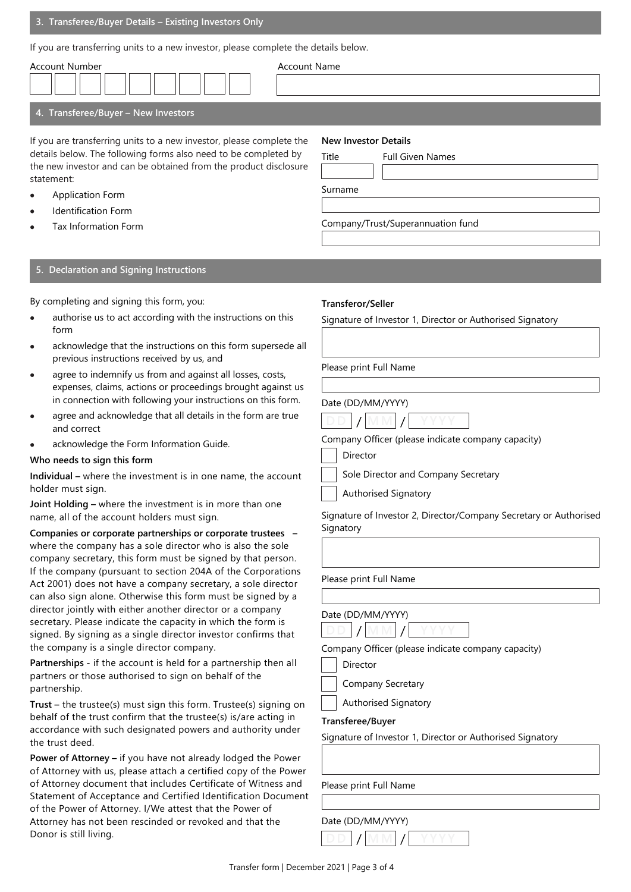## 3. Transferee/Buyer Details – Existing Investors Only

If you are transferring units to a new investor, please complete the details below.

Account Number

Account Name

## 4. Transferee/Buyer – New Investors

If you are transferring units to a new investor, please complete the details below. The following forms also need to be completed by the new investor and can be obtained from the product disclosure statement:

- Application Form
- Identification Form
- Tax Information Form

**New Investor Details**

Title

Full Given Names

Surname

Company/Trust/Superannuation fund

## 5. Declaration and Signing Instructions

By completing and signing this form, you:

- authorise us to act according with the instructions on this form
- acknowledge that the instructions on this form supersede all previous instructions received by us, and
- agree to indemnify us from and against all losses, costs, expenses, claims, actions or proceedings brought against us in connection with following your instructions on this form.
- agree and acknowledge that all details in the form are true and correct
- acknowledge the Form Information Guide.

**Who needs to sign this form**

**Individual –** where the investment is in one name, the account holder must sign.

**Joint Holding –** where the investment is in more than one name, all of the account holders must sign.

**Companies or corporate partnerships or corporate trustees –** where the company has a sole director who is also the sole company secretary, this form must be signed by that person. If the company (pursuant to section 204A of the Corporations Act 2001) does not have a company secretary, a sole director can also sign alone. Otherwise this form must be signed by a director jointly with either another director or a company secretary. Please indicate the capacity in which the form is signed. By signing as a single director investor confirms that the company is a single director company.

**Partnerships** - if the account is held for a partnership then all partners or those authorised to sign on behalf of the partnership.

**Trust –** the trustee(s) must sign this form. Trustee(s) signing on behalf of the trust confirm that the trustee(s) is/are acting in accordance with such designated powers and authority under the trust deed.

**Power of Attorney –** if you have not already lodged the Power of Attorney with us, please attach a certified copy of the Power of Attorney document that includes Certificate of Witness and Statement of Acceptance and Certified Identification Document of the Power of Attorney. I/We attest that the Power of Attorney has not been rescinded or revoked and that the Donor is still living.

**Transferor/Seller**

Signature of Investor 1, Director or Authorised Signatory

Please print Full Name

Date (DD/MM/YYYY)

DD / MM / YYYY

Company Officer (please indicate company capacity)

- ☐ Director
- ☐ Sole Director and Company Secretary
- ☐ Authorised Signatory

Signature of Investor 2, Director/Company Secretary or Authorised Signatory

Please print Full Name

Date (DD/MM/YYYY)

DD / MM / YYYY

Company Officer (please indicate company capacity)

- ☐ Director
- ☐ Company Secretary
- ☐ Authorised Signatory

**Transferee/Buyer**

Signature of Investor 1, Director or Authorised Signatory

Please print Full Name

Date (DD/MM/YYYY)

DD / MM / YYYY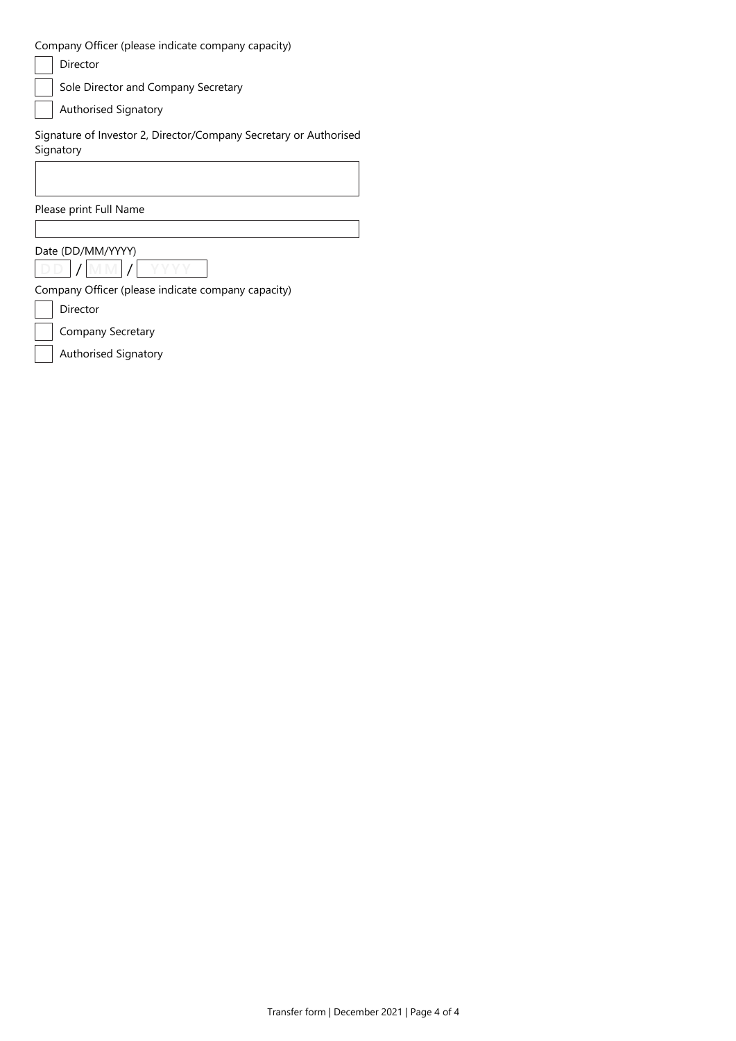Company Officer (please indicate company capacity)

☐ Director

☐ Sole Director and Company Secretary

☐ Authorised Signatory

Signature of Investor 2, Director/Company Secretary or Authorised Signatory

Please print Full Name

Date (DD/MM/YYYY)

DD / MM / YYYY

Company Officer (please indicate company capacity)

☐ Director

☐ Company Secretary

☐ Authorised Signatory